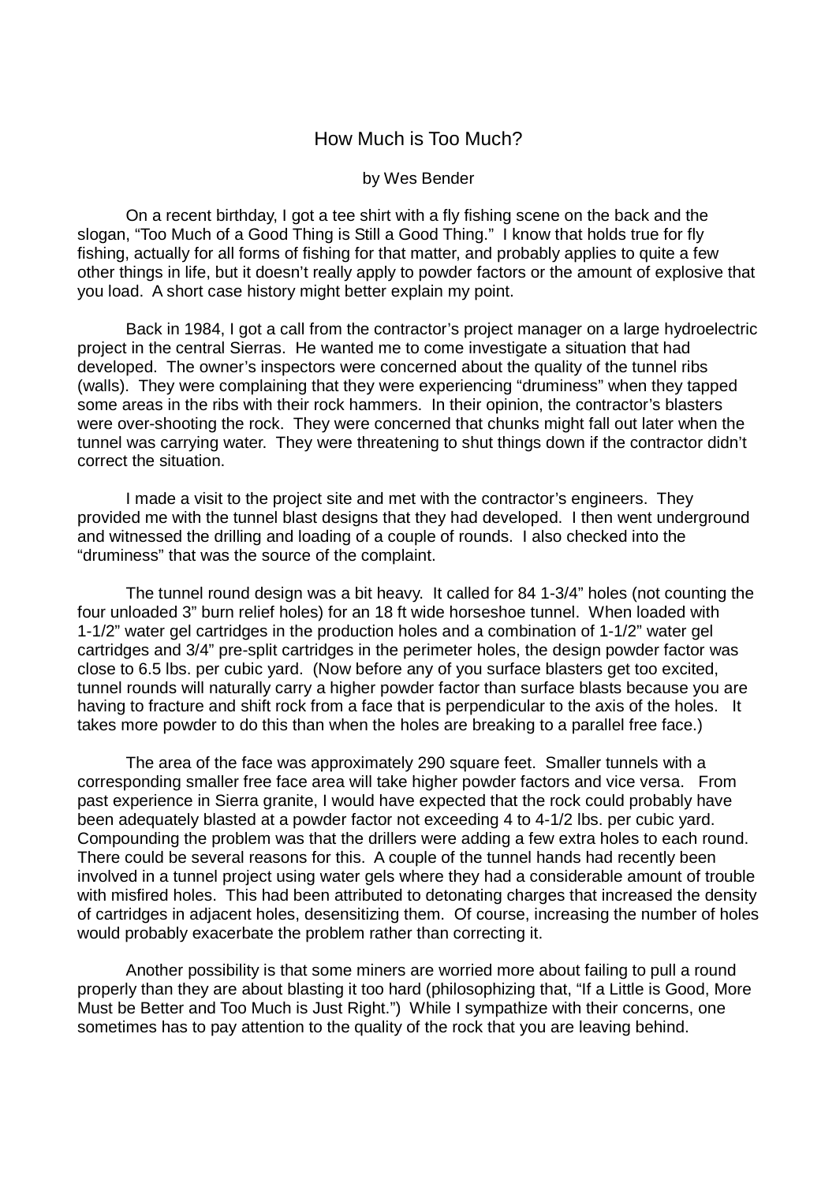# How Much is Too Much?

by Wes Bender

On a recent birthday, I got a tee shirt with a fly fishing scene on the back and the slogan, "Too Much of a Good Thing is Still a Good Thing." I know that holds true for fly fishing, actually for all forms of fishing for that matter, and probably applies to quite a few other things in life, but it doesn't really apply to powder factors or the amount of explosive that you load. A short case history might better explain my point.

Back in 1984, I got a call from the contractor's project manager on a large hydroelectric project in the central Sierras. He wanted me to come investigate a situation that had developed. The owner's inspectors were concerned about the quality of the tunnel ribs (walls). They were complaining that they were experiencing "druminess" when they tapped some areas in the ribs with their rock hammers. In their opinion, the contractor's blasters were over-shooting the rock. They were concerned that chunks might fall out later when the tunnel was carrying water. They were threatening to shut things down if the contractor didn't correct the situation.

I made a visit to the project site and met with the contractor's engineers. They provided me with the tunnel blast designs that they had developed. I then went underground and witnessed the drilling and loading of a couple of rounds. I also checked into the "druminess" that was the source of the complaint.

The tunnel round design was a bit heavy. It called for 84 1-3/4" holes (not counting the four unloaded 3" burn relief holes) for an 18 ft wide horseshoe tunnel. When loaded with 1-1/2" water gel cartridges in the production holes and a combination of 1-1/2" water gel cartridges and 3/4" pre-split cartridges in the perimeter holes, the design powder factor was close to 6.5 lbs. per cubic yard. (Now before any of you surface blasters get too excited, tunnel rounds will naturally carry a higher powder factor than surface blasts because you are having to fracture and shift rock from a face that is perpendicular to the axis of the holes. It takes more powder to do this than when the holes are breaking to a parallel free face.)

The area of the face was approximately 290 square feet. Smaller tunnels with a corresponding smaller free face area will take higher powder factors and vice versa. From past experience in Sierra granite, I would have expected that the rock could probably have been adequately blasted at a powder factor not exceeding 4 to 4-1/2 lbs. per cubic yard. Compounding the problem was that the drillers were adding a few extra holes to each round. There could be several reasons for this. A couple of the tunnel hands had recently been involved in a tunnel project using water gels where they had a considerable amount of trouble with misfired holes. This had been attributed to detonating charges that increased the density of cartridges in adjacent holes, desensitizing them. Of course, increasing the number of holes would probably exacerbate the problem rather than correcting it.

Another possibility is that some miners are worried more about failing to pull a round properly than they are about blasting it too hard (philosophizing that, "If a Little is Good, More Must be Better and Too Much is Just Right.") While I sympathize with their concerns, one sometimes has to pay attention to the quality of the rock that you are leaving behind.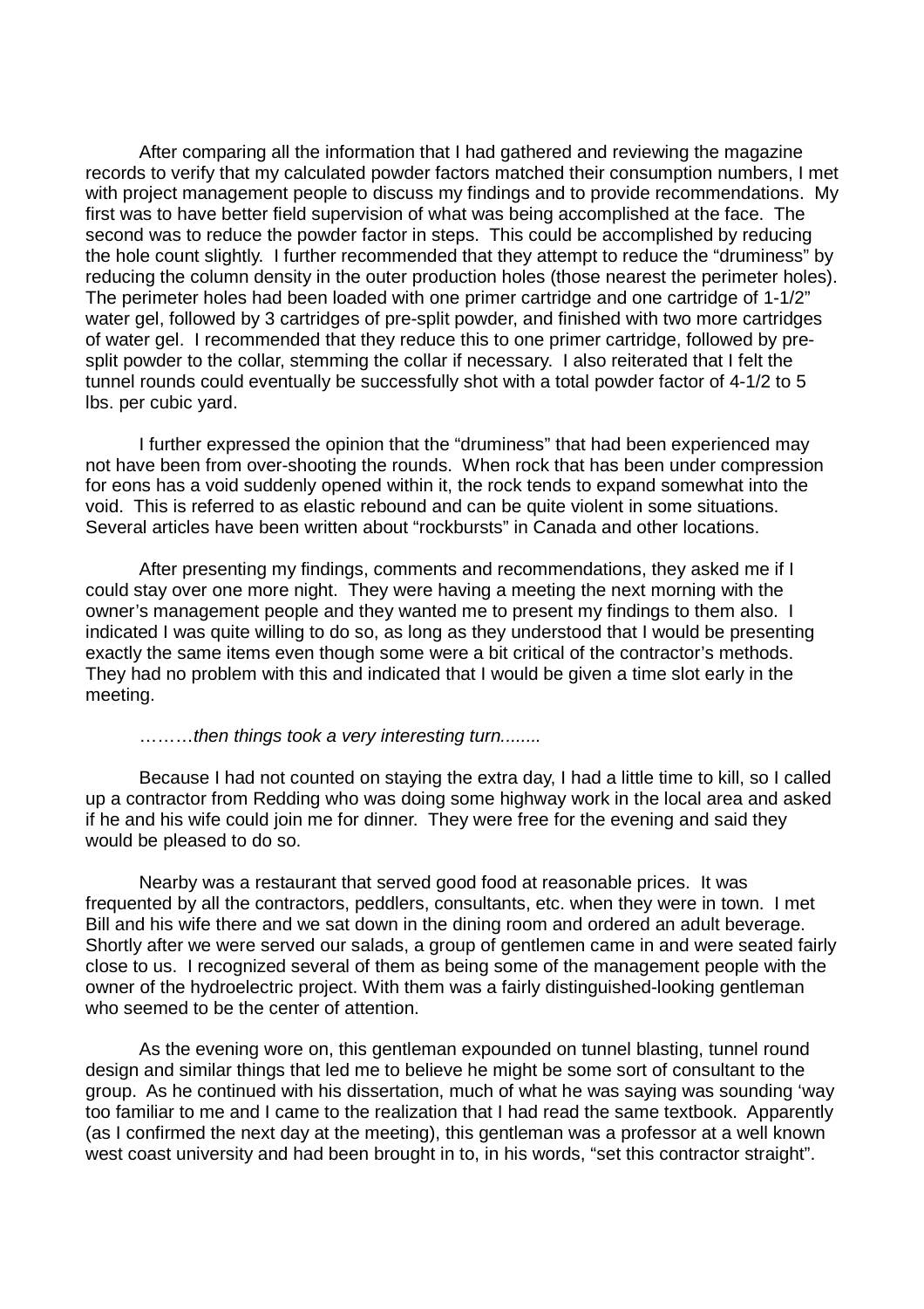After comparing all the information that I had gathered and reviewing the magazine records to verify that my calculated powder factors matched their consumption numbers, I met with project management people to discuss my findings and to provide recommendations. My first was to have better field supervision of what was being accomplished at the face. The second was to reduce the powder factor in steps. This could be accomplished by reducing the hole count slightly. I further recommended that they attempt to reduce the "druminess" by reducing the column density in the outer production holes (those nearest the perimeter holes). The perimeter holes had been loaded with one primer cartridge and one cartridge of 1-1/2" water gel, followed by 3 cartridges of pre-split powder, and finished with two more cartridges of water gel. I recommended that they reduce this to one primer cartridge, followed by pre-split powder to the collar, stemming the collar if necessary. I also reiterated that I felt the tunnel rounds could eventually be successfully shot with a total powder factor of 4-1/2 to 5 lbs. per cubic yard.

I further expressed the opinion that the "druminess" that had been experienced may not have been from over-shooting the rounds. When rock that has been under compression for eons has a void suddenly opened within it, the rock tends to expand somewhat into the void. This is referred to as elastic rebound and can be quite violent in some situations. Several articles have been written about "rockbursts" in Canada and other locations.

After presenting my findings, comments and recommendations, they asked me if I could stay over one more night. They were having a meeting the next morning with the owner's management people and they wanted me to present my findings to them also. I indicated I was quite willing to do so, as long as they understood that I would be presenting exactly the same items even though some were a bit critical of the contractor's methods. They had no problem with this and indicated that I would be given a time slot early in the meeting.

………*then things took a very interesting turn........*

Because I had not counted on staying the extra day, I had a little time to kill, so I called up a contractor from Redding who was doing some highway work in the local area and asked if he and his wife could join me for dinner. They were free for the evening and said they would be pleased to do so.

Nearby was a restaurant that served good food at reasonable prices. It was frequented by all the contractors, peddlers, consultants, etc. when they were in town. I met Bill and his wife there and we sat down in the dining room and ordered an adult beverage. Shortly after we were served our salads, a group of gentlemen came in and were seated fairly close to us. I recognized several of them as being some of the management people with the owner of the hydroelectric project. With them was a fairly distinguished-looking gentleman who seemed to be the center of attention.

As the evening wore on, this gentleman expounded on tunnel blasting, tunnel round design and similar things that led me to believe he might be some sort of consultant to the group. As he continued with his dissertation, much of what he was saying was sounding 'way too familiar to me and I came to the realization that I had read the same textbook. Apparently (as I confirmed the next day at the meeting), this gentleman was a professor at a well known west coast university and had been brought in to, in his words, "set this contractor straight".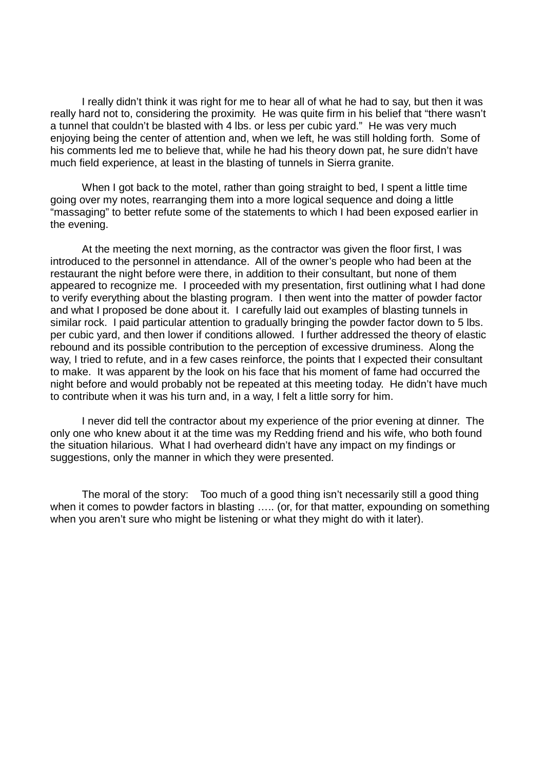I really didn’t think it was right for me to hear all of what he had to say, but then it was really hard not to, considering the proximity. He was quite firm in his belief that “there wasn’t a tunnel that couldn’t be blasted with 4 lbs. or less per cubic yard.” He was very much enjoying being the center of attention and, when we left, he was still holding forth. Some of his comments led me to believe that, while he had his theory down pat, he sure didn’t have much field experience, at least in the blasting of tunnels in Sierra granite.

When I got back to the motel, rather than going straight to bed, I spent a little time going over my notes, rearranging them into a more logical sequence and doing a little “massaging” to better refute some of the statements to which I had been exposed earlier in the evening.

At the meeting the next morning, as the contractor was given the floor first, I was introduced to the personnel in attendance. All of the owner’s people who had been at the restaurant the night before were there, in addition to their consultant, but none of them appeared to recognize me. I proceeded with my presentation, first outlining what I had done to verify everything about the blasting program. I then went into the matter of powder factor and what I proposed be done about it. I carefully laid out examples of blasting tunnels in similar rock. I paid particular attention to gradually bringing the powder factor down to 5 lbs. per cubic yard, and then lower if conditions allowed. I further addressed the theory of elastic rebound and its possible contribution to the perception of excessive druminess. Along the way, I tried to refute, and in a few cases reinforce, the points that I expected their consultant to make. It was apparent by the look on his face that his moment of fame had occurred the night before and would probably not be repeated at this meeting today. He didn’t have much to contribute when it was his turn and, in a way, I felt a little sorry for him.

I never did tell the contractor about my experience of the prior evening at dinner. The only one who knew about it at the time was my Redding friend and his wife, who both found the situation hilarious. What I had overheard didn’t have any impact on my findings or suggestions, only the manner in which they were presented.

The moral of the story: Too much of a good thing isn’t necessarily still a good thing when it comes to powder factors in blasting ….. (or, for that matter, expounding on something when you aren’t sure who might be listening or what they might do with it later).